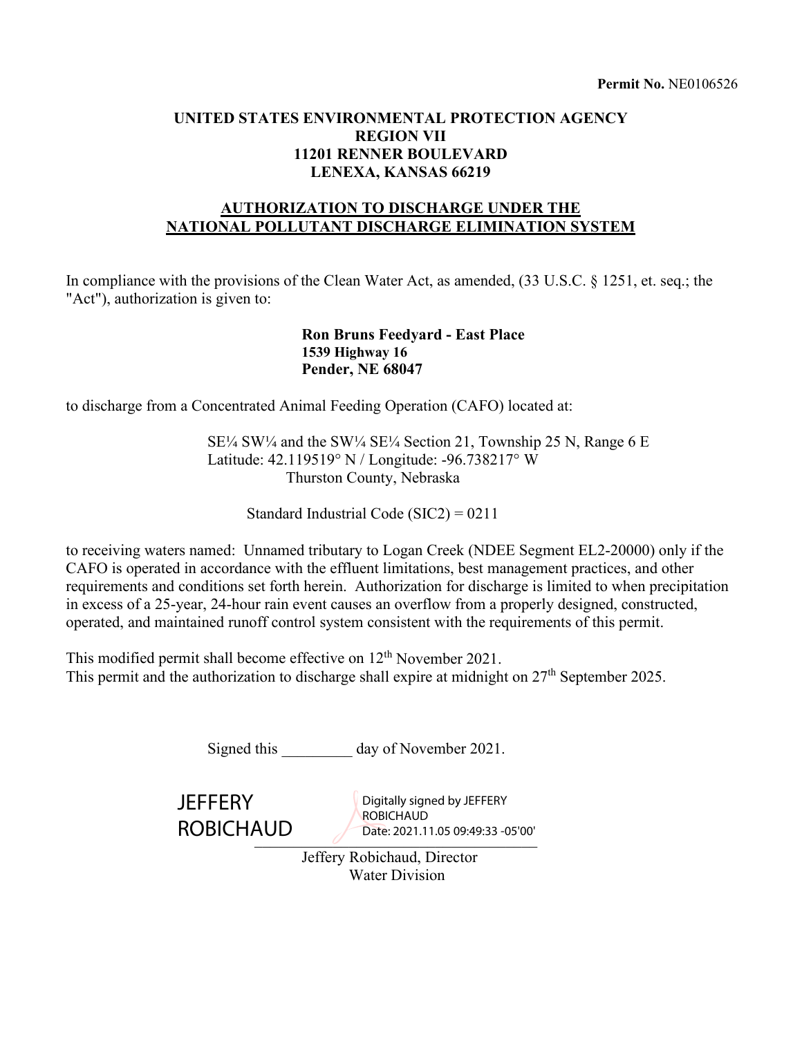**Permit No.** NE0106526

**UNITED STATES ENVIRONMENTAL PROTECTION AGENCY**
**REGION VII**
**11201 RENNER BOULEVARD**
**LENEXA, KANSAS 66219**

**AUTHORIZATION TO DISCHARGE UNDER THE NATIONAL POLLUTANT DISCHARGE ELIMINATION SYSTEM**

In compliance with the provisions of the Clean Water Act, as amended, (33 U.S.C. § 1251, et. seq.; the "Act"), authorization is given to:

**Ron Bruns Feedyard - East Place**
**1539 Highway 16**
**Pender, NE 68047**

to discharge from a Concentrated Animal Feeding Operation (CAFO) located at:

SE¼ SW¼ and the SW¼ SE¼ Section 21, Township 25 N, Range 6 E
Latitude: 42.119519° N / Longitude: -96.738217° W
Thurston County, Nebraska

Standard Industrial Code (SIC2) = 0211

to receiving waters named: Unnamed tributary to Logan Creek (NDEE Segment EL2-20000) only if the CAFO is operated in accordance with the effluent limitations, best management practices, and other requirements and conditions set forth herein. Authorization for discharge is limited to when precipitation in excess of a 25-year, 24-hour rain event causes an overflow from a properly designed, constructed, operated, and maintained runoff control system consistent with the requirements of this permit.

This modified permit shall become effective on 12th November 2021.
This permit and the authorization to discharge shall expire at midnight on 27th September 2025.

Signed this _________ day of November 2021.

JEFFERY ROBICHAUD — Digitally signed by JEFFERY ROBICHAUD, Date: 2021.11.05 09:49:33 -05'00'

Jeffery Robichaud, Director
Water Division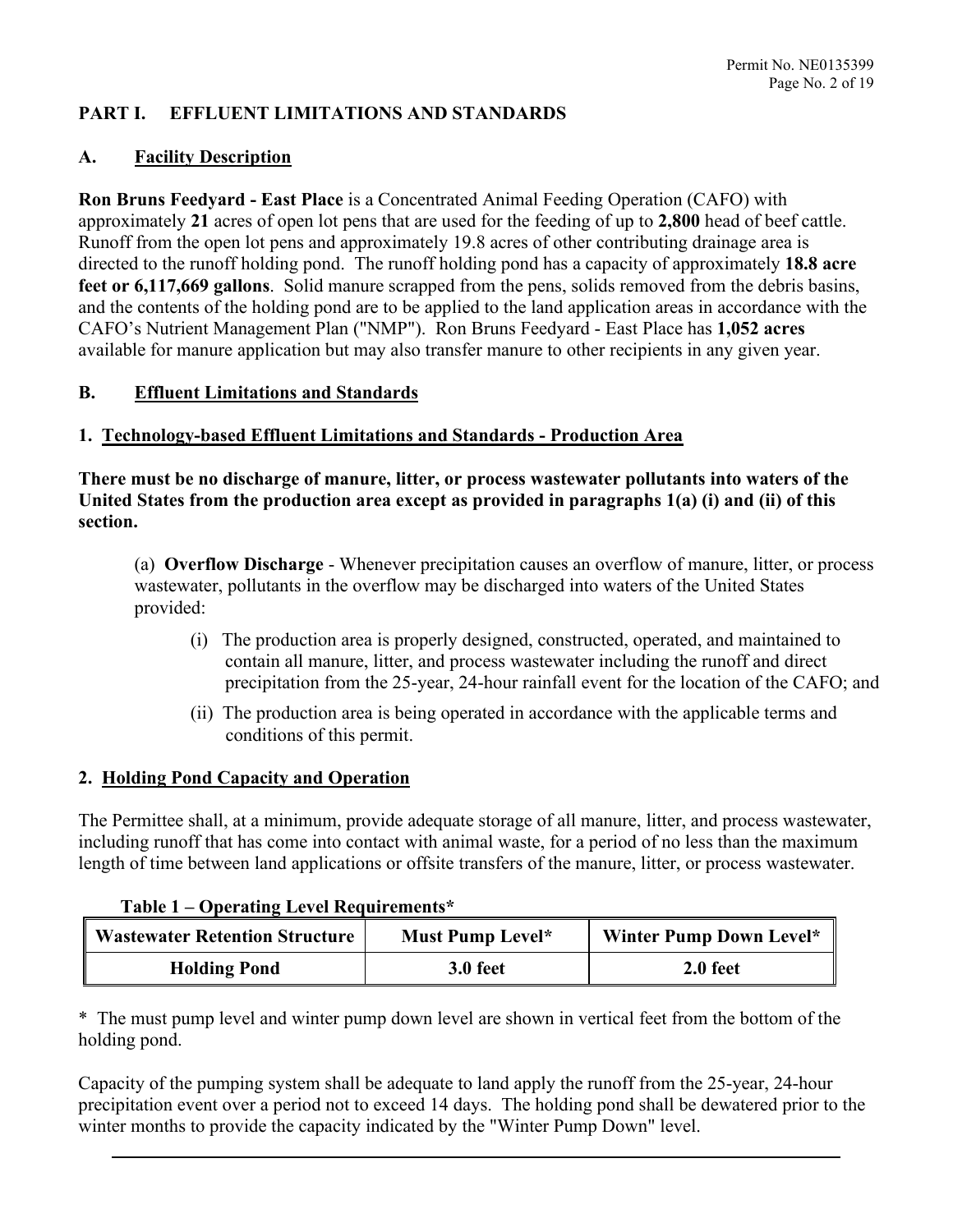## PART I. EFFLUENT LIMITATIONS AND STANDARDS

### A. Facility Description

**Ron Bruns Feedyard - East Place** is a Concentrated Animal Feeding Operation (CAFO) with approximately **21** acres of open lot pens that are used for the feeding of up to **2,800** head of beef cattle. Runoff from the open lot pens and approximately 19.8 acres of other contributing drainage area is directed to the runoff holding pond. The runoff holding pond has a capacity of approximately **18.8 acre feet or 6,117,669 gallons**. Solid manure scrapped from the pens, solids removed from the debris basins, and the contents of the holding pond are to be applied to the land application areas in accordance with the CAFO's Nutrient Management Plan ("NMP"). Ron Bruns Feedyard - East Place has **1,052 acres** available for manure application but may also transfer manure to other recipients in any given year.

### B. Effluent Limitations and Standards

#### 1. Technology-based Effluent Limitations and Standards - Production Area

**There must be no discharge of manure, litter, or process wastewater pollutants into waters of the United States from the production area except as provided in paragraphs 1(a) (i) and (ii) of this section.**

(a) **Overflow Discharge** - Whenever precipitation causes an overflow of manure, litter, or process wastewater, pollutants in the overflow may be discharged into waters of the United States provided:

- (i) The production area is properly designed, constructed, operated, and maintained to contain all manure, litter, and process wastewater including the runoff and direct precipitation from the 25-year, 24-hour rainfall event for the location of the CAFO; and
- (ii) The production area is being operated in accordance with the applicable terms and conditions of this permit.

#### 2. Holding Pond Capacity and Operation

The Permittee shall, at a minimum, provide adequate storage of all manure, litter, and process wastewater, including runoff that has come into contact with animal waste, for a period of no less than the maximum length of time between land applications or offsite transfers of the manure, litter, or process wastewater.

**Table 1 – Operating Level Requirements***

| Wastewater Retention Structure | Must Pump Level* | Winter Pump Down Level* |
|---|---|---|
| Holding Pond | 3.0 feet | 2.0 feet |

* The must pump level and winter pump down level are shown in vertical feet from the bottom of the holding pond.

Capacity of the pumping system shall be adequate to land apply the runoff from the 25-year, 24-hour precipitation event over a period not to exceed 14 days. The holding pond shall be dewatered prior to the winter months to provide the capacity indicated by the "Winter Pump Down" level.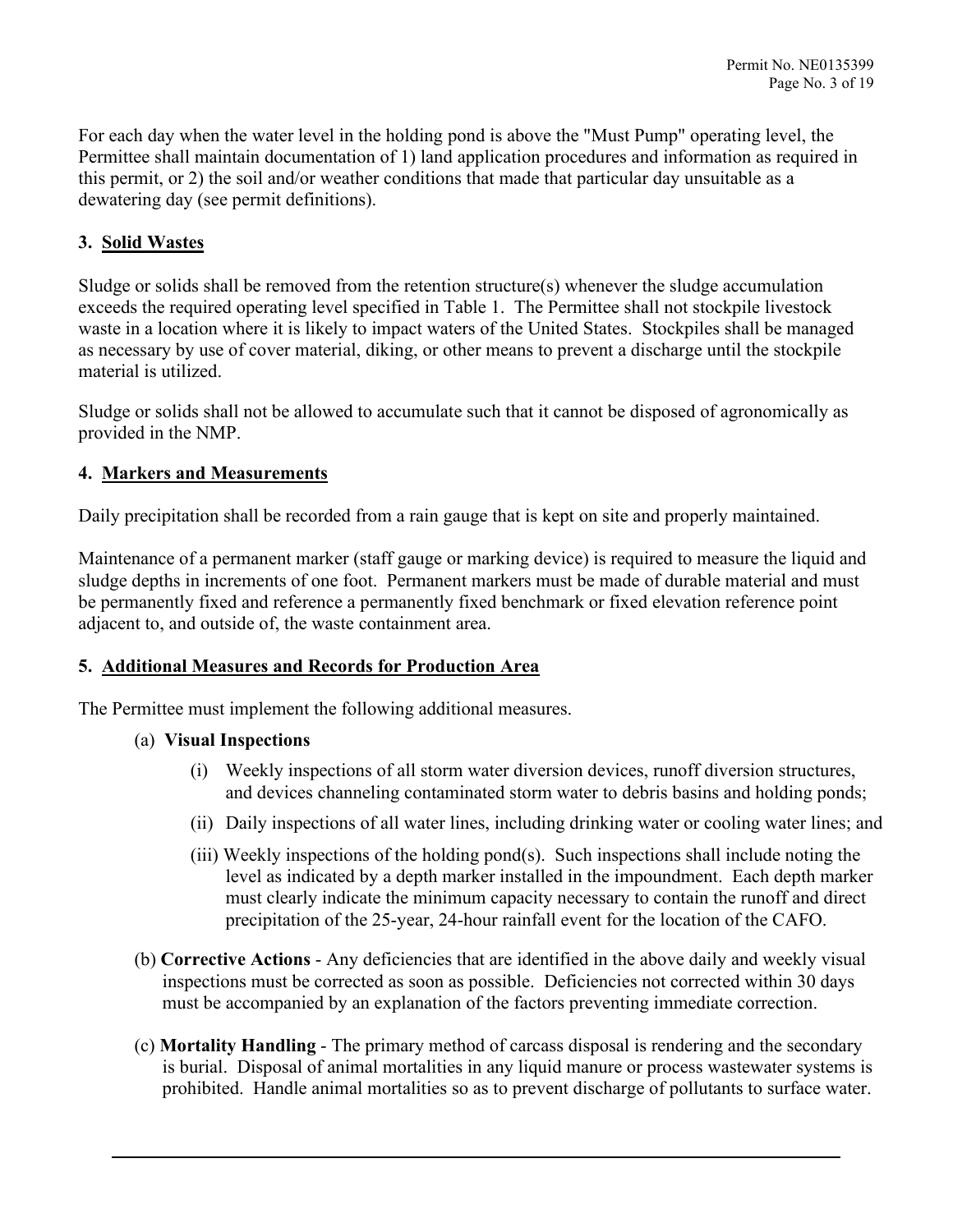For each day when the water level in the holding pond is above the "Must Pump" operating level, the Permittee shall maintain documentation of 1) land application procedures and information as required in this permit, or 2) the soil and/or weather conditions that made that particular day unsuitable as a dewatering day (see permit definitions).

## 3. Solid Wastes

Sludge or solids shall be removed from the retention structure(s) whenever the sludge accumulation exceeds the required operating level specified in Table 1. The Permittee shall not stockpile livestock waste in a location where it is likely to impact waters of the United States. Stockpiles shall be managed as necessary by use of cover material, diking, or other means to prevent a discharge until the stockpile material is utilized.

Sludge or solids shall not be allowed to accumulate such that it cannot be disposed of agronomically as provided in the NMP.

## 4. Markers and Measurements

Daily precipitation shall be recorded from a rain gauge that is kept on site and properly maintained.

Maintenance of a permanent marker (staff gauge or marking device) is required to measure the liquid and sludge depths in increments of one foot. Permanent markers must be made of durable material and must be permanently fixed and reference a permanently fixed benchmark or fixed elevation reference point adjacent to, and outside of, the waste containment area.

## 5. Additional Measures and Records for Production Area

The Permittee must implement the following additional measures.

(a) **Visual Inspections**

(i) Weekly inspections of all storm water diversion devices, runoff diversion structures, and devices channeling contaminated storm water to debris basins and holding ponds;

(ii) Daily inspections of all water lines, including drinking water or cooling water lines; and

(iii) Weekly inspections of the holding pond(s). Such inspections shall include noting the level as indicated by a depth marker installed in the impoundment. Each depth marker must clearly indicate the minimum capacity necessary to contain the runoff and direct precipitation of the 25-year, 24-hour rainfall event for the location of the CAFO.

(b) **Corrective Actions** - Any deficiencies that are identified in the above daily and weekly visual inspections must be corrected as soon as possible. Deficiencies not corrected within 30 days must be accompanied by an explanation of the factors preventing immediate correction.

(c) **Mortality Handling** - The primary method of carcass disposal is rendering and the secondary is burial. Disposal of animal mortalities in any liquid manure or process wastewater systems is prohibited. Handle animal mortalities so as to prevent discharge of pollutants to surface water.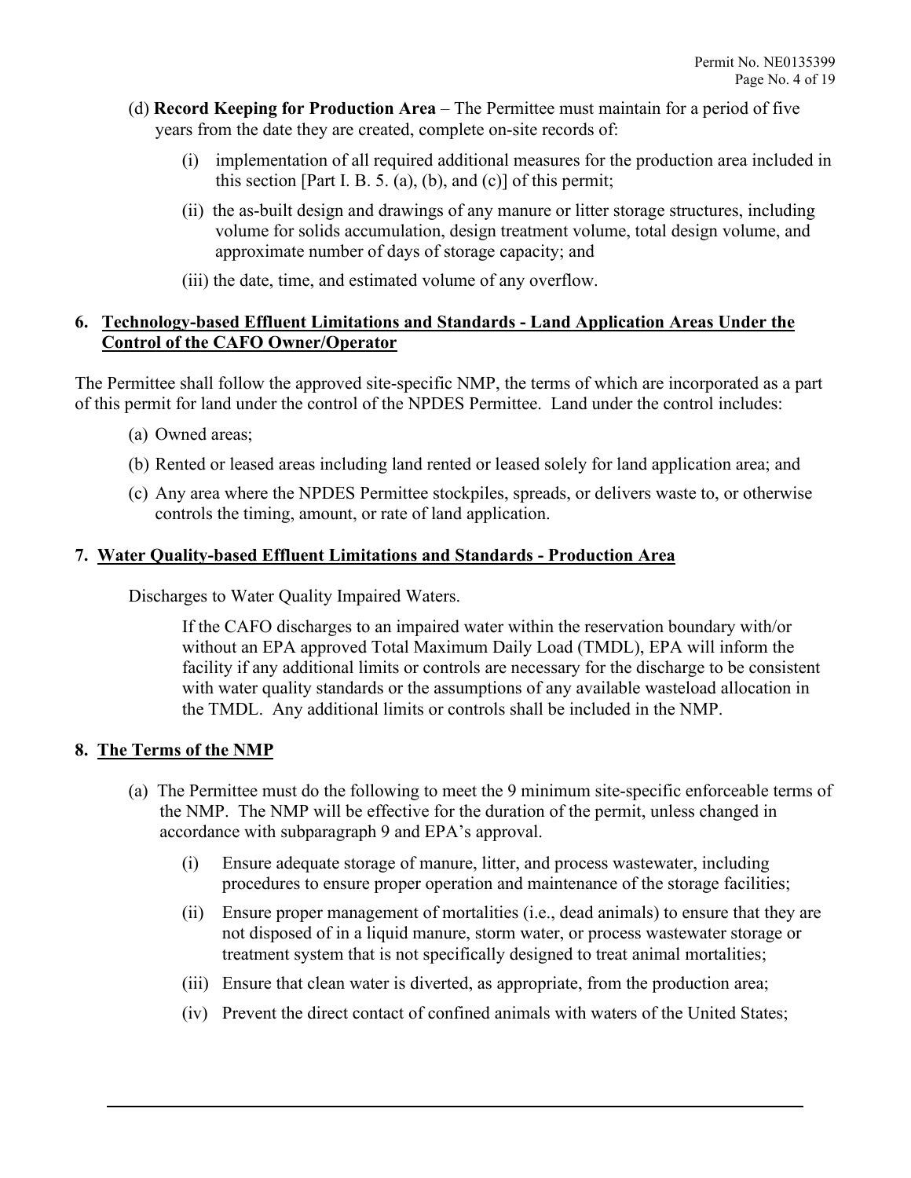(d) **Record Keeping for Production Area** – The Permittee must maintain for a period of five years from the date they are created, complete on-site records of:

(i) implementation of all required additional measures for the production area included in this section [Part I. B. 5. (a), (b), and (c)] of this permit;

(ii) the as-built design and drawings of any manure or litter storage structures, including volume for solids accumulation, design treatment volume, total design volume, and approximate number of days of storage capacity; and

(iii) the date, time, and estimated volume of any overflow.

### 6. Technology-based Effluent Limitations and Standards - Land Application Areas Under the Control of the CAFO Owner/Operator

The Permittee shall follow the approved site-specific NMP, the terms of which are incorporated as a part of this permit for land under the control of the NPDES Permittee. Land under the control includes:

(a) Owned areas;

(b) Rented or leased areas including land rented or leased solely for land application area; and

(c) Any area where the NPDES Permittee stockpiles, spreads, or delivers waste to, or otherwise controls the timing, amount, or rate of land application.

### 7. Water Quality-based Effluent Limitations and Standards - Production Area

Discharges to Water Quality Impaired Waters.

If the CAFO discharges to an impaired water within the reservation boundary with/or without an EPA approved Total Maximum Daily Load (TMDL), EPA will inform the facility if any additional limits or controls are necessary for the discharge to be consistent with water quality standards or the assumptions of any available wasteload allocation in the TMDL. Any additional limits or controls shall be included in the NMP.

### 8. The Terms of the NMP

(a) The Permittee must do the following to meet the 9 minimum site-specific enforceable terms of the NMP. The NMP will be effective for the duration of the permit, unless changed in accordance with subparagraph 9 and EPA's approval.

(i) Ensure adequate storage of manure, litter, and process wastewater, including procedures to ensure proper operation and maintenance of the storage facilities;

(ii) Ensure proper management of mortalities (i.e., dead animals) to ensure that they are not disposed of in a liquid manure, storm water, or process wastewater storage or treatment system that is not specifically designed to treat animal mortalities;

(iii) Ensure that clean water is diverted, as appropriate, from the production area;

(iv) Prevent the direct contact of confined animals with waters of the United States;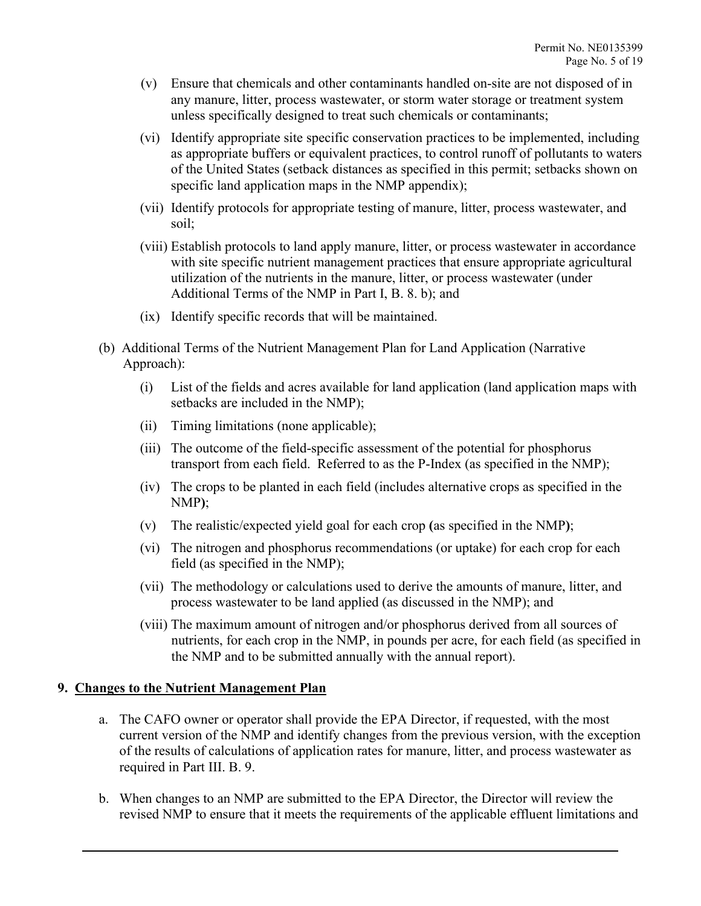- (v) Ensure that chemicals and other contaminants handled on-site are not disposed of in any manure, litter, process wastewater, or storm water storage or treatment system unless specifically designed to treat such chemicals or contaminants;
- (vi) Identify appropriate site specific conservation practices to be implemented, including as appropriate buffers or equivalent practices, to control runoff of pollutants to waters of the United States (setback distances as specified in this permit; setbacks shown on specific land application maps in the NMP appendix);
- (vii) Identify protocols for appropriate testing of manure, litter, process wastewater, and soil;
- (viii) Establish protocols to land apply manure, litter, or process wastewater in accordance with site specific nutrient management practices that ensure appropriate agricultural utilization of the nutrients in the manure, litter, or process wastewater (under Additional Terms of the NMP in Part I, B. 8. b); and
- (ix) Identify specific records that will be maintained.

(b) Additional Terms of the Nutrient Management Plan for Land Application (Narrative Approach):

- (i) List of the fields and acres available for land application (land application maps with setbacks are included in the NMP);
- (ii) Timing limitations (none applicable);
- (iii) The outcome of the field-specific assessment of the potential for phosphorus transport from each field. Referred to as the P-Index (as specified in the NMP);
- (iv) The crops to be planted in each field (includes alternative crops as specified in the NMP);
- (v) The realistic/expected yield goal for each crop (as specified in the NMP);
- (vi) The nitrogen and phosphorus recommendations (or uptake) for each crop for each field (as specified in the NMP);
- (vii) The methodology or calculations used to derive the amounts of manure, litter, and process wastewater to be land applied (as discussed in the NMP); and
- (viii) The maximum amount of nitrogen and/or phosphorus derived from all sources of nutrients, for each crop in the NMP, in pounds per acre, for each field (as specified in the NMP and to be submitted annually with the annual report).

## 9. Changes to the Nutrient Management Plan

a. The CAFO owner or operator shall provide the EPA Director, if requested, with the most current version of the NMP and identify changes from the previous version, with the exception of the results of calculations of application rates for manure, litter, and process wastewater as required in Part III. B. 9.

b. When changes to an NMP are submitted to the EPA Director, the Director will review the revised NMP to ensure that it meets the requirements of the applicable effluent limitations and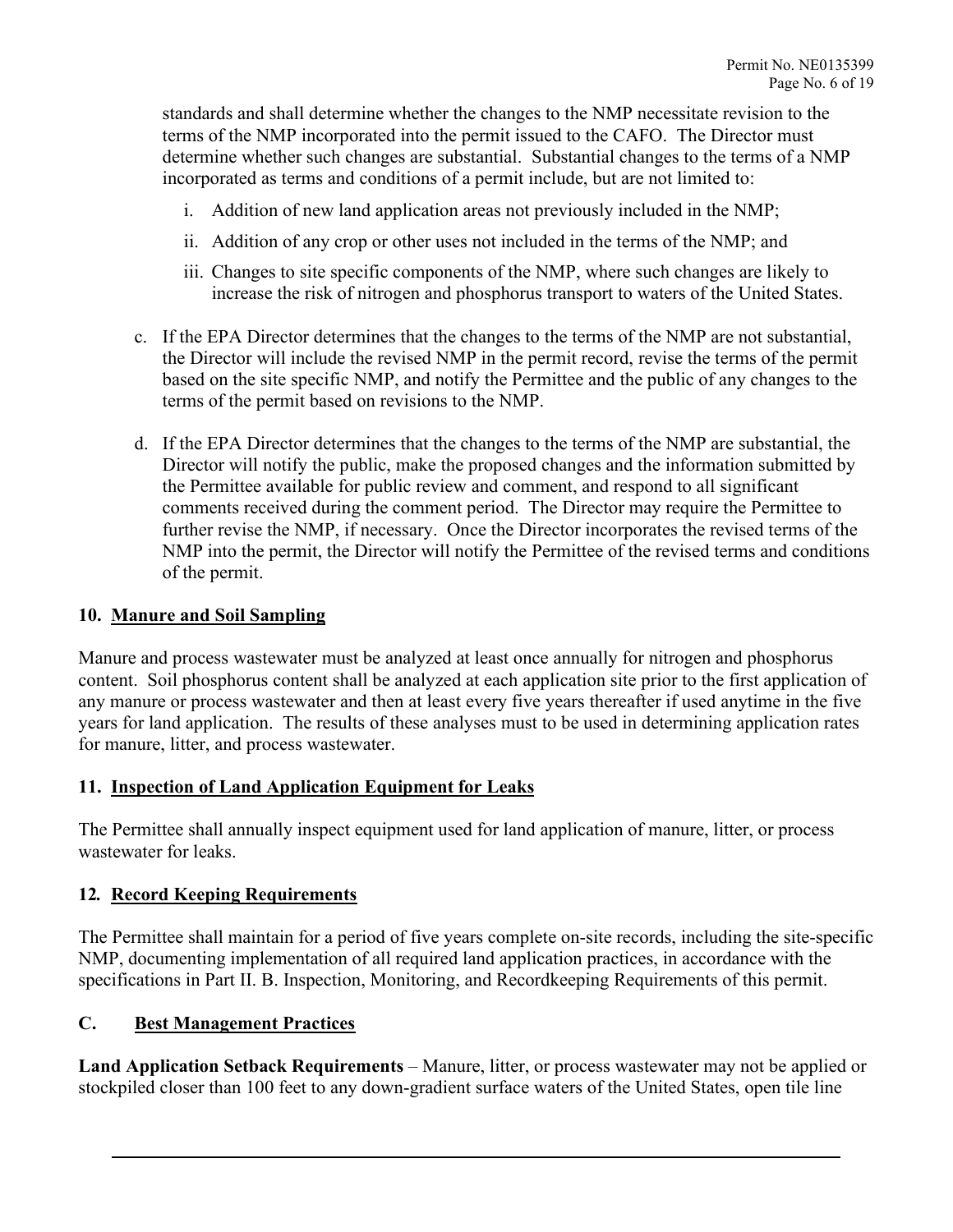standards and shall determine whether the changes to the NMP necessitate revision to the terms of the NMP incorporated into the permit issued to the CAFO. The Director must determine whether such changes are substantial. Substantial changes to the terms of a NMP incorporated as terms and conditions of a permit include, but are not limited to:

i. Addition of new land application areas not previously included in the NMP;

ii. Addition of any crop or other uses not included in the terms of the NMP; and

iii. Changes to site specific components of the NMP, where such changes are likely to increase the risk of nitrogen and phosphorus transport to waters of the United States.

c. If the EPA Director determines that the changes to the terms of the NMP are not substantial, the Director will include the revised NMP in the permit record, revise the terms of the permit based on the site specific NMP, and notify the Permittee and the public of any changes to the terms of the permit based on revisions to the NMP.

d. If the EPA Director determines that the changes to the terms of the NMP are substantial, the Director will notify the public, make the proposed changes and the information submitted by the Permittee available for public review and comment, and respond to all significant comments received during the comment period. The Director may require the Permittee to further revise the NMP, if necessary. Once the Director incorporates the revised terms of the NMP into the permit, the Director will notify the Permittee of the revised terms and conditions of the permit.

**10. Manure and Soil Sampling**

Manure and process wastewater must be analyzed at least once annually for nitrogen and phosphorus content. Soil phosphorus content shall be analyzed at each application site prior to the first application of any manure or process wastewater and then at least every five years thereafter if used anytime in the five years for land application. The results of these analyses must to be used in determining application rates for manure, litter, and process wastewater.

**11. Inspection of Land Application Equipment for Leaks**

The Permittee shall annually inspect equipment used for land application of manure, litter, or process wastewater for leaks.

**12. Record Keeping Requirements**

The Permittee shall maintain for a period of five years complete on-site records, including the site-specific NMP, documenting implementation of all required land application practices, in accordance with the specifications in Part II. B. Inspection, Monitoring, and Recordkeeping Requirements of this permit.

## C. Best Management Practices

**Land Application Setback Requirements** – Manure, litter, or process wastewater may not be applied or stockpiled closer than 100 feet to any down-gradient surface waters of the United States, open tile line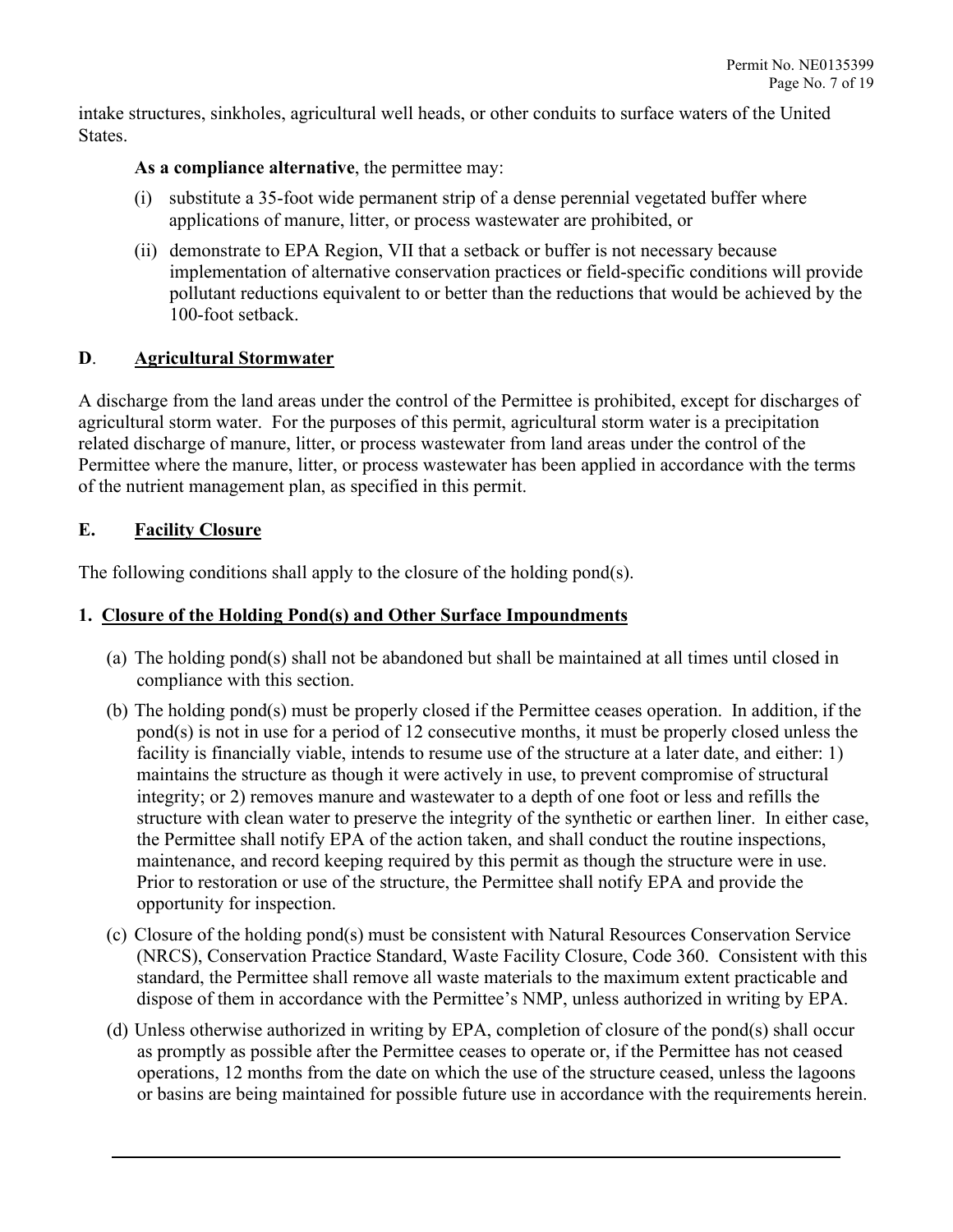intake structures, sinkholes, agricultural well heads, or other conduits to surface waters of the United States.

**As a compliance alternative**, the permittee may:

(i) substitute a 35-foot wide permanent strip of a dense perennial vegetated buffer where applications of manure, litter, or process wastewater are prohibited, or

(ii) demonstrate to EPA Region, VII that a setback or buffer is not necessary because implementation of alternative conservation practices or field-specific conditions will provide pollutant reductions equivalent to or better than the reductions that would be achieved by the 100-foot setback.

## **D**. <u>**Agricultural Stormwater**</u>

A discharge from the land areas under the control of the Permittee is prohibited, except for discharges of agricultural storm water. For the purposes of this permit, agricultural storm water is a precipitation related discharge of manure, litter, or process wastewater from land areas under the control of the Permittee where the manure, litter, or process wastewater has been applied in accordance with the terms of the nutrient management plan, as specified in this permit.

## **E.** <u>**Facility Closure**</u>

The following conditions shall apply to the closure of the holding pond(s).

### **1.** <u>**Closure of the Holding Pond(s) and Other Surface Impoundments**</u>

(a) The holding pond(s) shall not be abandoned but shall be maintained at all times until closed in compliance with this section.

(b) The holding pond(s) must be properly closed if the Permittee ceases operation. In addition, if the pond(s) is not in use for a period of 12 consecutive months, it must be properly closed unless the facility is financially viable, intends to resume use of the structure at a later date, and either: 1) maintains the structure as though it were actively in use, to prevent compromise of structural integrity; or 2) removes manure and wastewater to a depth of one foot or less and refills the structure with clean water to preserve the integrity of the synthetic or earthen liner. In either case, the Permittee shall notify EPA of the action taken, and shall conduct the routine inspections, maintenance, and record keeping required by this permit as though the structure were in use. Prior to restoration or use of the structure, the Permittee shall notify EPA and provide the opportunity for inspection.

(c) Closure of the holding pond(s) must be consistent with Natural Resources Conservation Service (NRCS), Conservation Practice Standard, Waste Facility Closure, Code 360. Consistent with this standard, the Permittee shall remove all waste materials to the maximum extent practicable and dispose of them in accordance with the Permittee's NMP, unless authorized in writing by EPA.

(d) Unless otherwise authorized in writing by EPA, completion of closure of the pond(s) shall occur as promptly as possible after the Permittee ceases to operate or, if the Permittee has not ceased operations, 12 months from the date on which the use of the structure ceased, unless the lagoons or basins are being maintained for possible future use in accordance with the requirements herein.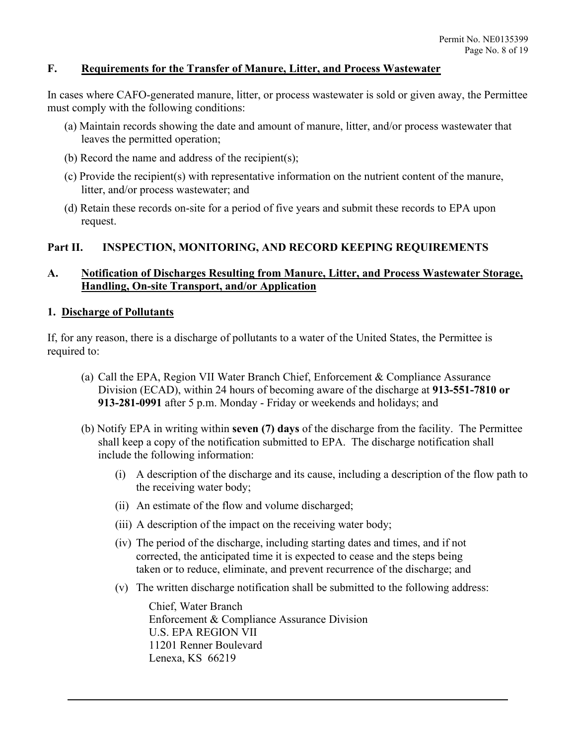## F. Requirements for the Transfer of Manure, Litter, and Process Wastewater

In cases where CAFO-generated manure, litter, or process wastewater is sold or given away, the Permittee must comply with the following conditions:

(a) Maintain records showing the date and amount of manure, litter, and/or process wastewater that leaves the permitted operation;

(b) Record the name and address of the recipient(s);

(c) Provide the recipient(s) with representative information on the nutrient content of the manure, litter, and/or process wastewater; and

(d) Retain these records on-site for a period of five years and submit these records to EPA upon request.

# Part II. INSPECTION, MONITORING, AND RECORD KEEPING REQUIREMENTS

## A. Notification of Discharges Resulting from Manure, Litter, and Process Wastewater Storage, Handling, On-site Transport, and/or Application

### 1. Discharge of Pollutants

If, for any reason, there is a discharge of pollutants to a water of the United States, the Permittee is required to:

(a) Call the EPA, Region VII Water Branch Chief, Enforcement & Compliance Assurance Division (ECAD), within 24 hours of becoming aware of the discharge at **913-551-7810 or 913-281-0991** after 5 p.m. Monday - Friday or weekends and holidays; and

(b) Notify EPA in writing within **seven (7) days** of the discharge from the facility. The Permittee shall keep a copy of the notification submitted to EPA. The discharge notification shall include the following information:

(i) A description of the discharge and its cause, including a description of the flow path to the receiving water body;

(ii) An estimate of the flow and volume discharged;

(iii) A description of the impact on the receiving water body;

(iv) The period of the discharge, including starting dates and times, and if not corrected, the anticipated time it is expected to cease and the steps being taken or to reduce, eliminate, and prevent recurrence of the discharge; and

(v) The written discharge notification shall be submitted to the following address:

Chief, Water Branch  
Enforcement & Compliance Assurance Division  
U.S. EPA REGION VII  
11201 Renner Boulevard  
Lenexa, KS 66219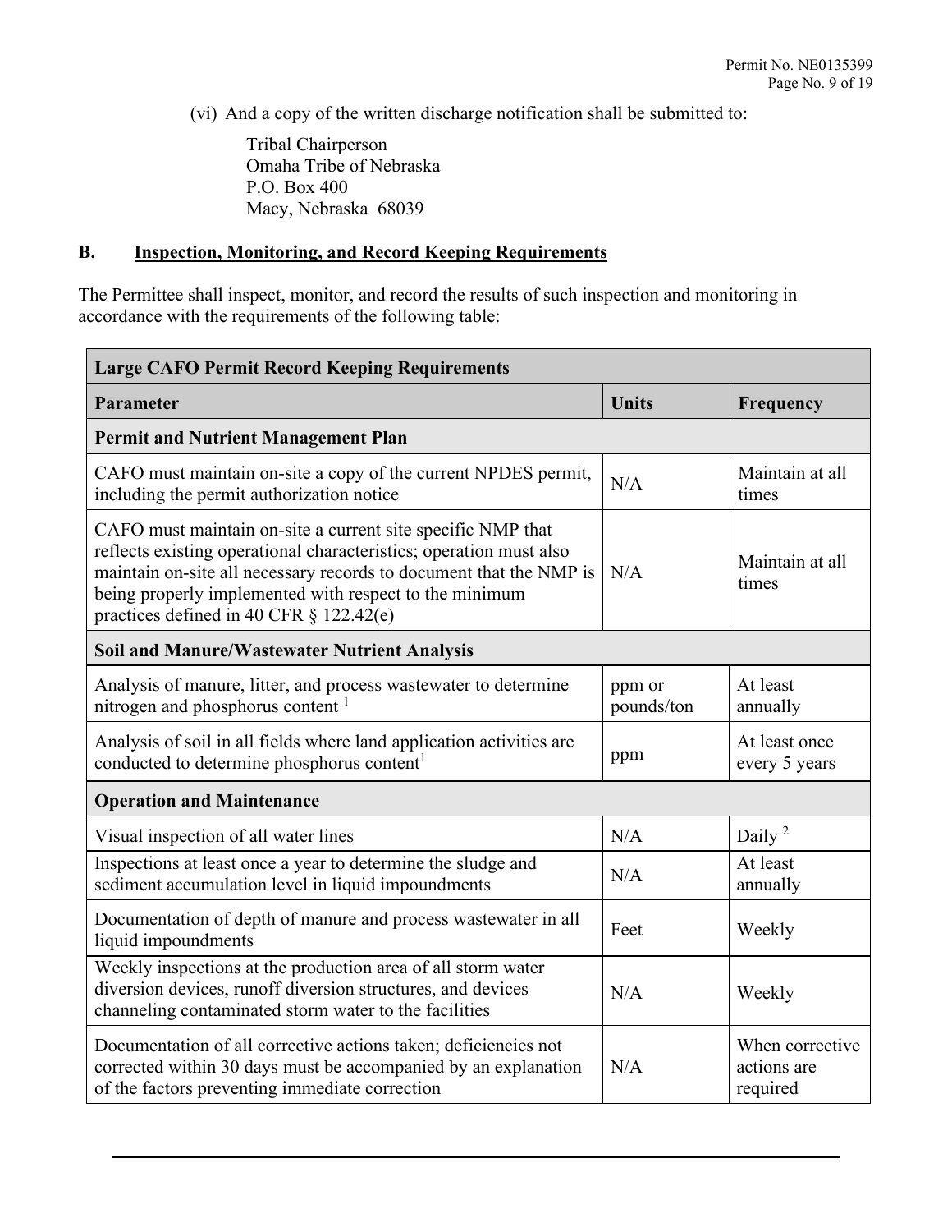(vi) And a copy of the written discharge notification shall be submitted to:

Tribal Chairperson
Omaha Tribe of Nebraska
P.O. Box 400
Macy, Nebraska 68039

## B. Inspection, Monitoring, and Record Keeping Requirements

The Permittee shall inspect, monitor, and record the results of such inspection and monitoring in accordance with the requirements of the following table:

| **Large CAFO Permit Record Keeping Requirements** | | |
|---|---|---|
| **Parameter** | **Units** | **Frequency** |
| **Permit and Nutrient Management Plan** | | |
| CAFO must maintain on-site a copy of the current NPDES permit, including the permit authorization notice | N/A | Maintain at all times |
| CAFO must maintain on-site a current site specific NMP that reflects existing operational characteristics; operation must also maintain on-site all necessary records to document that the NMP is being properly implemented with respect to the minimum practices defined in 40 CFR § 122.42(e) | N/A | Maintain at all times |
| **Soil and Manure/Wastewater Nutrient Analysis** | | |
| Analysis of manure, litter, and process wastewater to determine nitrogen and phosphorus content [1] | ppm or pounds/ton | At least annually |
| Analysis of soil in all fields where land application activities are conducted to determine phosphorus content[1] | ppm | At least once every 5 years |
| **Operation and Maintenance** | | |
| Visual inspection of all water lines | N/A | Daily [2] |
| Inspections at least once a year to determine the sludge and sediment accumulation level in liquid impoundments | N/A | At least annually |
| Documentation of depth of manure and process wastewater in all liquid impoundments | Feet | Weekly |
| Weekly inspections at the production area of all storm water diversion devices, runoff diversion structures, and devices channeling contaminated storm water to the facilities | N/A | Weekly |
| Documentation of all corrective actions taken; deficiencies not corrected within 30 days must be accompanied by an explanation of the factors preventing immediate correction | N/A | When corrective actions are required |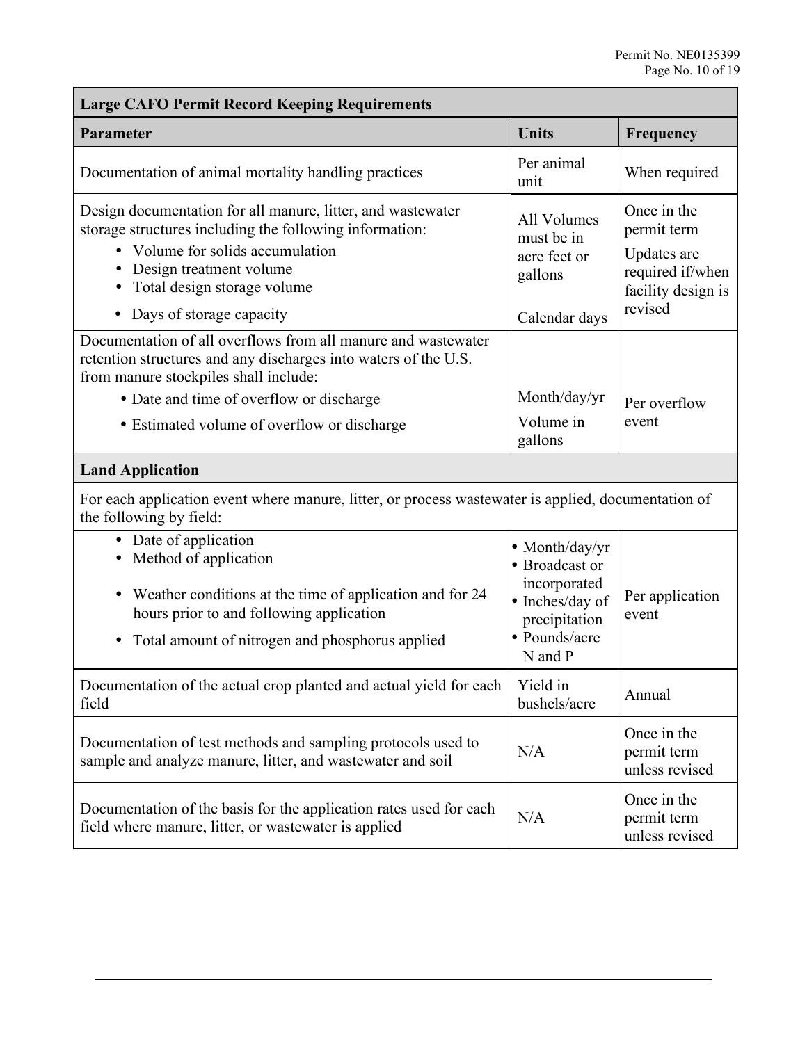| Large CAFO Permit Record Keeping Requirements | | |
|---|---|---|
| **Parameter** | **Units** | **Frequency** |
| Documentation of animal mortality handling practices | Per animal unit | When required |
| Design documentation for all manure, litter, and wastewater storage structures including the following information:<br>• Volume for solids accumulation<br>• Design treatment volume<br>• Total design storage volume<br>• Days of storage capacity | All Volumes must be in acre feet or gallons<br><br>Calendar days | Once in the permit term<br>Updates are required if/when facility design is revised |
| Documentation of all overflows from all manure and wastewater retention structures and any discharges into waters of the U.S. from manure stockpiles shall include:<br>• Date and time of overflow or discharge<br>• Estimated volume of overflow or discharge | Month/day/yr<br>Volume in gallons | Per overflow event |
| **Land Application** | | |
| For each application event where manure, litter, or process wastewater is applied, documentation of the following by field: | | |
| • Date of application<br>• Method of application<br>• Weather conditions at the time of application and for 24 hours prior to and following application<br>• Total amount of nitrogen and phosphorus applied | • Month/day/yr<br>• Broadcast or incorporated<br>• Inches/day of precipitation<br>• Pounds/acre N and P | Per application event |
| Documentation of the actual crop planted and actual yield for each field | Yield in bushels/acre | Annual |
| Documentation of test methods and sampling protocols used to sample and analyze manure, litter, and wastewater and soil | N/A | Once in the permit term unless revised |
| Documentation of the basis for the application rates used for each field where manure, litter, or wastewater is applied | N/A | Once in the permit term unless revised |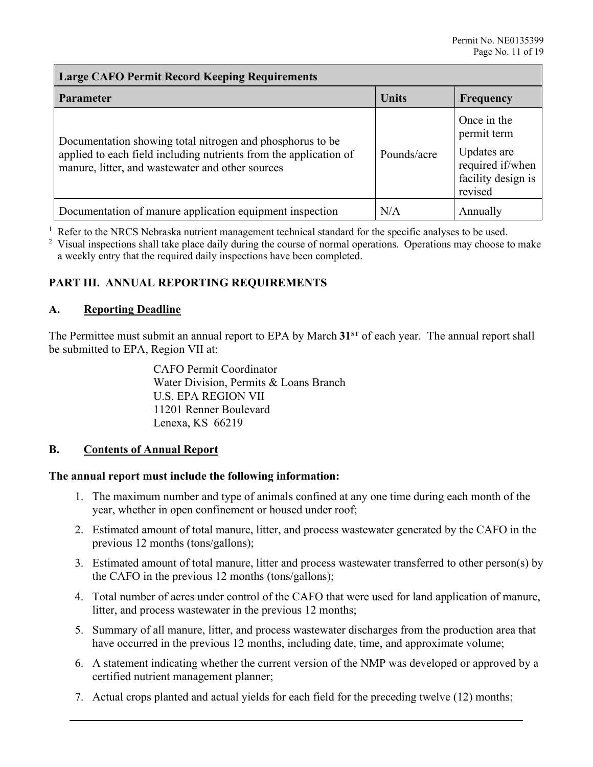| Large CAFO Permit Record Keeping Requirements | | |
|---|---|---|
| **Parameter** | **Units** | **Frequency** |
| Documentation showing total nitrogen and phosphorus to be applied to each field including nutrients from the application of manure, litter, and wastewater and other sources | Pounds/acre | Once in the permit term<br>Updates are required if/when facility design is revised |
| Documentation of manure application equipment inspection | N/A | Annually |

[1] Refer to the NRCS Nebraska nutrient management technical standard for the specific analyses to be used.

[2] Visual inspections shall take place daily during the course of normal operations. Operations may choose to make a weekly entry that the required daily inspections have been completed.

## PART III. ANNUAL REPORTING REQUIREMENTS

### A. Reporting Deadline

The Permittee must submit an annual report to EPA by March **31ST** of each year. The annual report shall be submitted to EPA, Region VII at:

CAFO Permit Coordinator
Water Division, Permits & Loans Branch
U.S. EPA REGION VII
11201 Renner Boulevard
Lenexa, KS 66219

### B. Contents of Annual Report

**The annual report must include the following information:**

1. The maximum number and type of animals confined at any one time during each month of the year, whether in open confinement or housed under roof;
2. Estimated amount of total manure, litter, and process wastewater generated by the CAFO in the previous 12 months (tons/gallons);
3. Estimated amount of total manure, litter and process wastewater transferred to other person(s) by the CAFO in the previous 12 months (tons/gallons);
4. Total number of acres under control of the CAFO that were used for land application of manure, litter, and process wastewater in the previous 12 months;
5. Summary of all manure, litter, and process wastewater discharges from the production area that have occurred in the previous 12 months, including date, time, and approximate volume;
6. A statement indicating whether the current version of the NMP was developed or approved by a certified nutrient management planner;
7. Actual crops planted and actual yields for each field for the preceding twelve (12) months;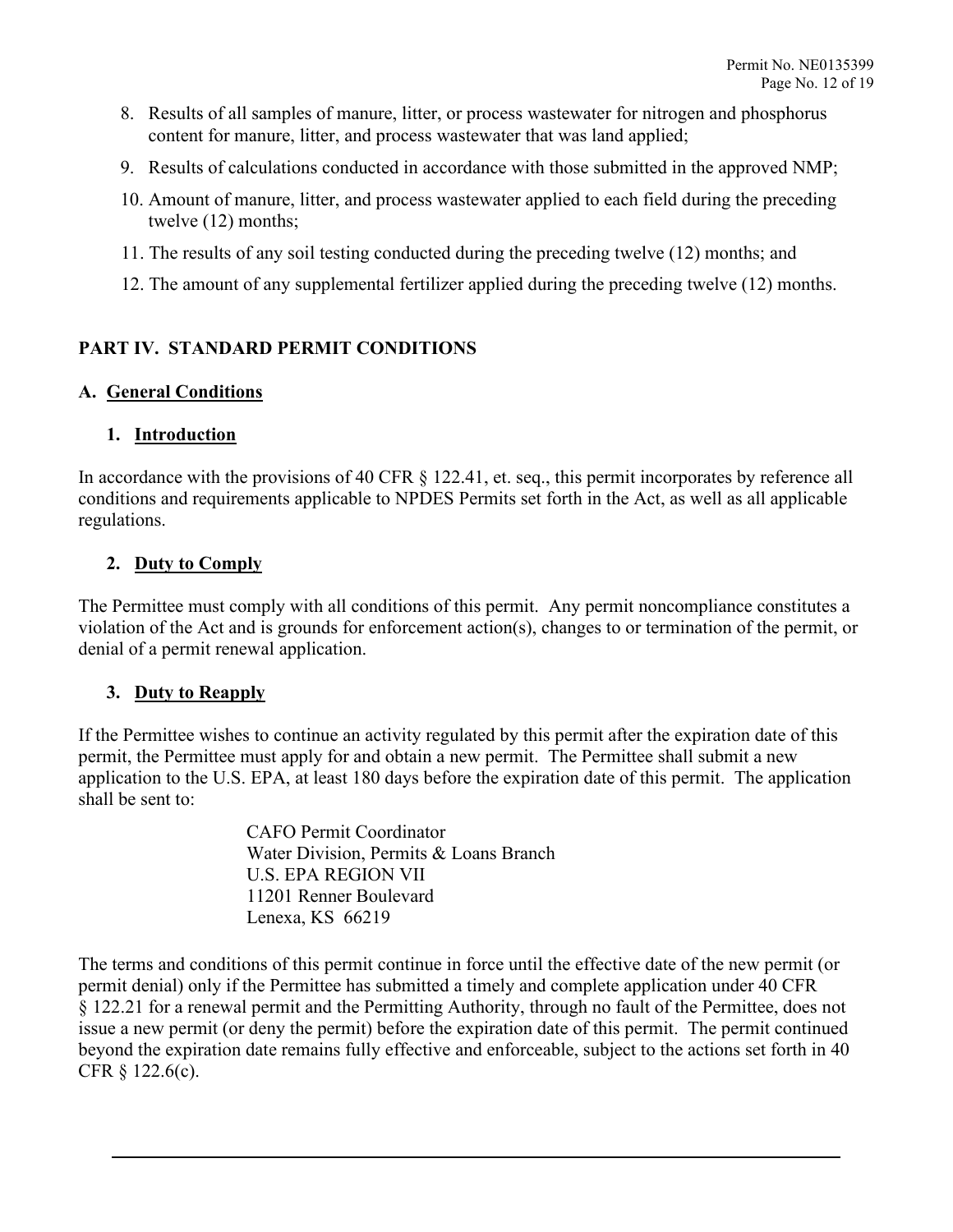8. Results of all samples of manure, litter, or process wastewater for nitrogen and phosphorus content for manure, litter, and process wastewater that was land applied;
9. Results of calculations conducted in accordance with those submitted in the approved NMP;
10. Amount of manure, litter, and process wastewater applied to each field during the preceding twelve (12) months;
11. The results of any soil testing conducted during the preceding twelve (12) months; and
12. The amount of any supplemental fertilizer applied during the preceding twelve (12) months.

## PART IV. STANDARD PERMIT CONDITIONS

### A. General Conditions

#### 1. Introduction

In accordance with the provisions of 40 CFR § 122.41, et. seq., this permit incorporates by reference all conditions and requirements applicable to NPDES Permits set forth in the Act, as well as all applicable regulations.

#### 2. Duty to Comply

The Permittee must comply with all conditions of this permit. Any permit noncompliance constitutes a violation of the Act and is grounds for enforcement action(s), changes to or termination of the permit, or denial of a permit renewal application.

#### 3. Duty to Reapply

If the Permittee wishes to continue an activity regulated by this permit after the expiration date of this permit, the Permittee must apply for and obtain a new permit. The Permittee shall submit a new application to the U.S. EPA, at least 180 days before the expiration date of this permit. The application shall be sent to:

> CAFO Permit Coordinator
> Water Division, Permits & Loans Branch
> U.S. EPA REGION VII
> 11201 Renner Boulevard
> Lenexa, KS 66219

The terms and conditions of this permit continue in force until the effective date of the new permit (or permit denial) only if the Permittee has submitted a timely and complete application under 40 CFR § 122.21 for a renewal permit and the Permitting Authority, through no fault of the Permittee, does not issue a new permit (or deny the permit) before the expiration date of this permit. The permit continued beyond the expiration date remains fully effective and enforceable, subject to the actions set forth in 40 CFR § 122.6(c).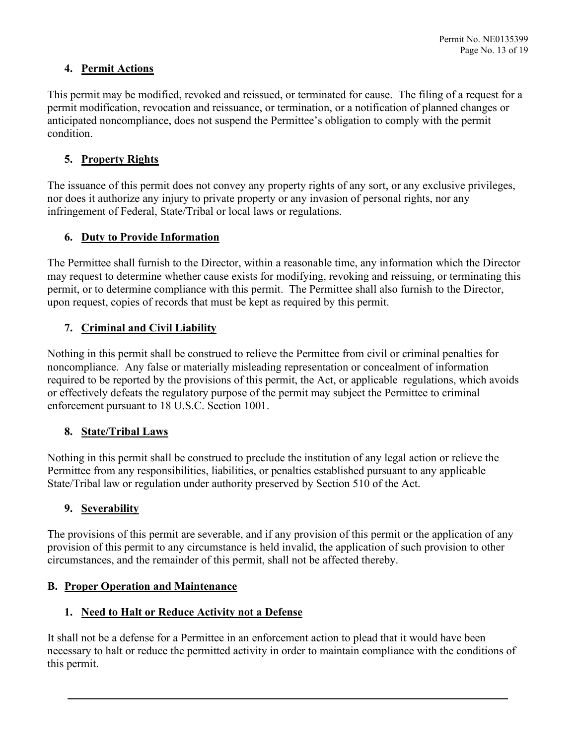### 4. **Permit Actions**

This permit may be modified, revoked and reissued, or terminated for cause. The filing of a request for a permit modification, revocation and reissuance, or termination, or a notification of planned changes or anticipated noncompliance, does not suspend the Permittee's obligation to comply with the permit condition.

### 5. **Property Rights**

The issuance of this permit does not convey any property rights of any sort, or any exclusive privileges, nor does it authorize any injury to private property or any invasion of personal rights, nor any infringement of Federal, State/Tribal or local laws or regulations.

### 6. **Duty to Provide Information**

The Permittee shall furnish to the Director, within a reasonable time, any information which the Director may request to determine whether cause exists for modifying, revoking and reissuing, or terminating this permit, or to determine compliance with this permit. The Permittee shall also furnish to the Director, upon request, copies of records that must be kept as required by this permit.

### 7. **Criminal and Civil Liability**

Nothing in this permit shall be construed to relieve the Permittee from civil or criminal penalties for noncompliance. Any false or materially misleading representation or concealment of information required to be reported by the provisions of this permit, the Act, or applicable regulations, which avoids or effectively defeats the regulatory purpose of the permit may subject the Permittee to criminal enforcement pursuant to 18 U.S.C. Section 1001.

### 8. **State/Tribal Laws**

Nothing in this permit shall be construed to preclude the institution of any legal action or relieve the Permittee from any responsibilities, liabilities, or penalties established pursuant to any applicable State/Tribal law or regulation under authority preserved by Section 510 of the Act.

### 9. **Severability**

The provisions of this permit are severable, and if any provision of this permit or the application of any provision of this permit to any circumstance is held invalid, the application of such provision to other circumstances, and the remainder of this permit, shall not be affected thereby.

## B. **Proper Operation and Maintenance**

### 1. **Need to Halt or Reduce Activity not a Defense**

It shall not be a defense for a Permittee in an enforcement action to plead that it would have been necessary to halt or reduce the permitted activity in order to maintain compliance with the conditions of this permit.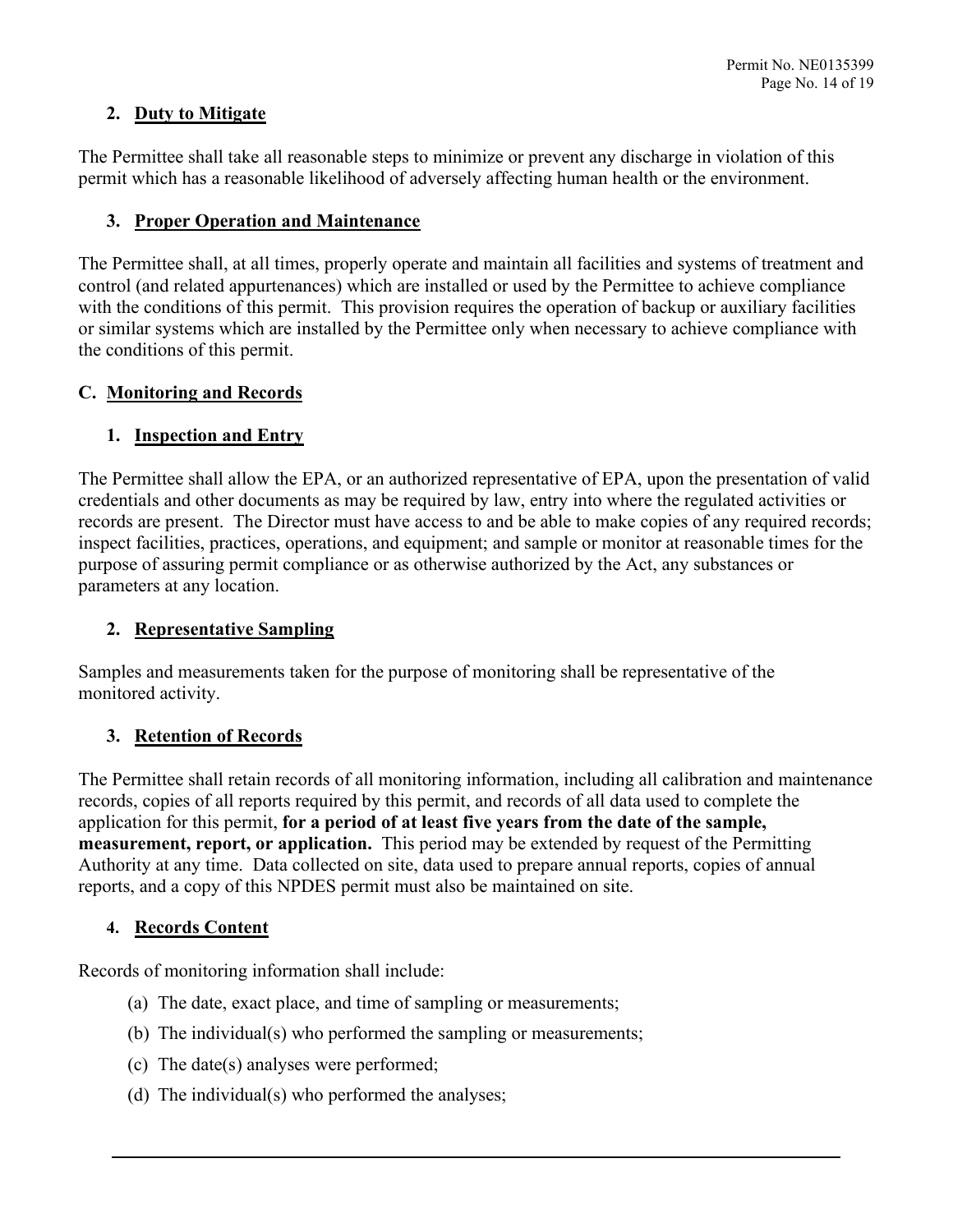### 2. Duty to Mitigate

The Permittee shall take all reasonable steps to minimize or prevent any discharge in violation of this permit which has a reasonable likelihood of adversely affecting human health or the environment.

### 3. Proper Operation and Maintenance

The Permittee shall, at all times, properly operate and maintain all facilities and systems of treatment and control (and related appurtenances) which are installed or used by the Permittee to achieve compliance with the conditions of this permit. This provision requires the operation of backup or auxiliary facilities or similar systems which are installed by the Permittee only when necessary to achieve compliance with the conditions of this permit.

## C. Monitoring and Records

### 1. Inspection and Entry

The Permittee shall allow the EPA, or an authorized representative of EPA, upon the presentation of valid credentials and other documents as may be required by law, entry into where the regulated activities or records are present. The Director must have access to and be able to make copies of any required records; inspect facilities, practices, operations, and equipment; and sample or monitor at reasonable times for the purpose of assuring permit compliance or as otherwise authorized by the Act, any substances or parameters at any location.

### 2. Representative Sampling

Samples and measurements taken for the purpose of monitoring shall be representative of the monitored activity.

### 3. Retention of Records

The Permittee shall retain records of all monitoring information, including all calibration and maintenance records, copies of all reports required by this permit, and records of all data used to complete the application for this permit, **for a period of at least five years from the date of the sample, measurement, report, or application.** This period may be extended by request of the Permitting Authority at any time. Data collected on site, data used to prepare annual reports, copies of annual reports, and a copy of this NPDES permit must also be maintained on site.

### 4. Records Content

Records of monitoring information shall include:

(a) The date, exact place, and time of sampling or measurements;

(b) The individual(s) who performed the sampling or measurements;

(c) The date(s) analyses were performed;

(d) The individual(s) who performed the analyses;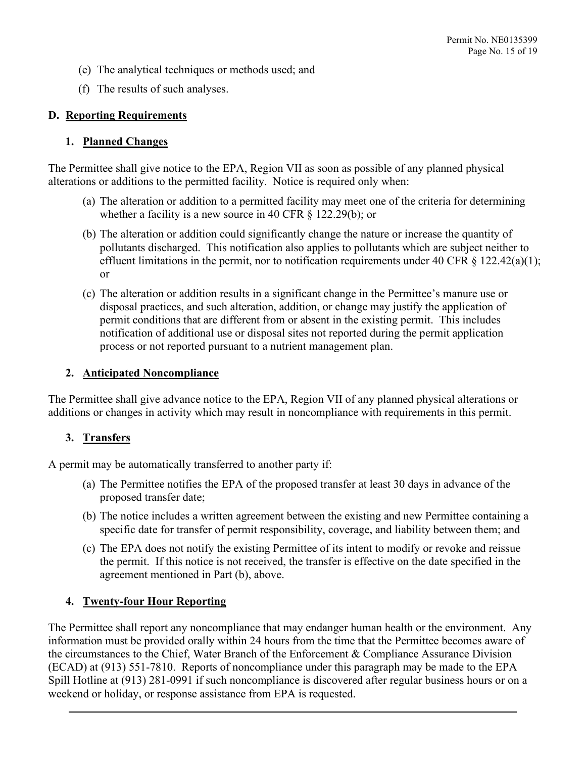(e) The analytical techniques or methods used; and

(f) The results of such analyses.

## D. Reporting Requirements

### 1. Planned Changes

The Permittee shall give notice to the EPA, Region VII as soon as possible of any planned physical alterations or additions to the permitted facility. Notice is required only when:

(a) The alteration or addition to a permitted facility may meet one of the criteria for determining whether a facility is a new source in 40 CFR § 122.29(b); or

(b) The alteration or addition could significantly change the nature or increase the quantity of pollutants discharged. This notification also applies to pollutants which are subject neither to effluent limitations in the permit, nor to notification requirements under 40 CFR § 122.42(a)(1); or

(c) The alteration or addition results in a significant change in the Permittee's manure use or disposal practices, and such alteration, addition, or change may justify the application of permit conditions that are different from or absent in the existing permit. This includes notification of additional use or disposal sites not reported during the permit application process or not reported pursuant to a nutrient management plan.

### 2. Anticipated Noncompliance

The Permittee shall give advance notice to the EPA, Region VII of any planned physical alterations or additions or changes in activity which may result in noncompliance with requirements in this permit.

### 3. Transfers

A permit may be automatically transferred to another party if:

(a) The Permittee notifies the EPA of the proposed transfer at least 30 days in advance of the proposed transfer date;

(b) The notice includes a written agreement between the existing and new Permittee containing a specific date for transfer of permit responsibility, coverage, and liability between them; and

(c) The EPA does not notify the existing Permittee of its intent to modify or revoke and reissue the permit. If this notice is not received, the transfer is effective on the date specified in the agreement mentioned in Part (b), above.

### 4. Twenty-four Hour Reporting

The Permittee shall report any noncompliance that may endanger human health or the environment. Any information must be provided orally within 24 hours from the time that the Permittee becomes aware of the circumstances to the Chief, Water Branch of the Enforcement & Compliance Assurance Division (ECAD) at (913) 551-7810. Reports of noncompliance under this paragraph may be made to the EPA Spill Hotline at (913) 281-0991 if such noncompliance is discovered after regular business hours or on a weekend or holiday, or response assistance from EPA is requested.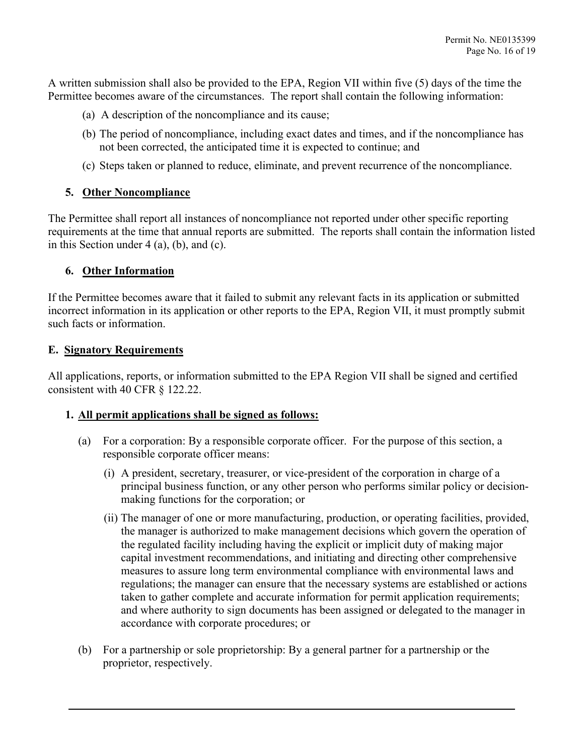A written submission shall also be provided to the EPA, Region VII within five (5) days of the time the Permittee becomes aware of the circumstances. The report shall contain the following information:

(a) A description of the noncompliance and its cause;

(b) The period of noncompliance, including exact dates and times, and if the noncompliance has not been corrected, the anticipated time it is expected to continue; and

(c) Steps taken or planned to reduce, eliminate, and prevent recurrence of the noncompliance.

**5. Other Noncompliance**

The Permittee shall report all instances of noncompliance not reported under other specific reporting requirements at the time that annual reports are submitted. The reports shall contain the information listed in this Section under 4 (a), (b), and (c).

**6. Other Information**

If the Permittee becomes aware that it failed to submit any relevant facts in its application or submitted incorrect information in its application or other reports to the EPA, Region VII, it must promptly submit such facts or information.

## E. Signatory Requirements

All applications, reports, or information submitted to the EPA Region VII shall be signed and certified consistent with 40 CFR § 122.22.

**1. All permit applications shall be signed as follows:**

(a) For a corporation: By a responsible corporate officer. For the purpose of this section, a responsible corporate officer means:

(i) A president, secretary, treasurer, or vice-president of the corporation in charge of a principal business function, or any other person who performs similar policy or decision-making functions for the corporation; or

(ii) The manager of one or more manufacturing, production, or operating facilities, provided, the manager is authorized to make management decisions which govern the operation of the regulated facility including having the explicit or implicit duty of making major capital investment recommendations, and initiating and directing other comprehensive measures to assure long term environmental compliance with environmental laws and regulations; the manager can ensure that the necessary systems are established or actions taken to gather complete and accurate information for permit application requirements; and where authority to sign documents has been assigned or delegated to the manager in accordance with corporate procedures; or

(b) For a partnership or sole proprietorship: By a general partner for a partnership or the proprietor, respectively.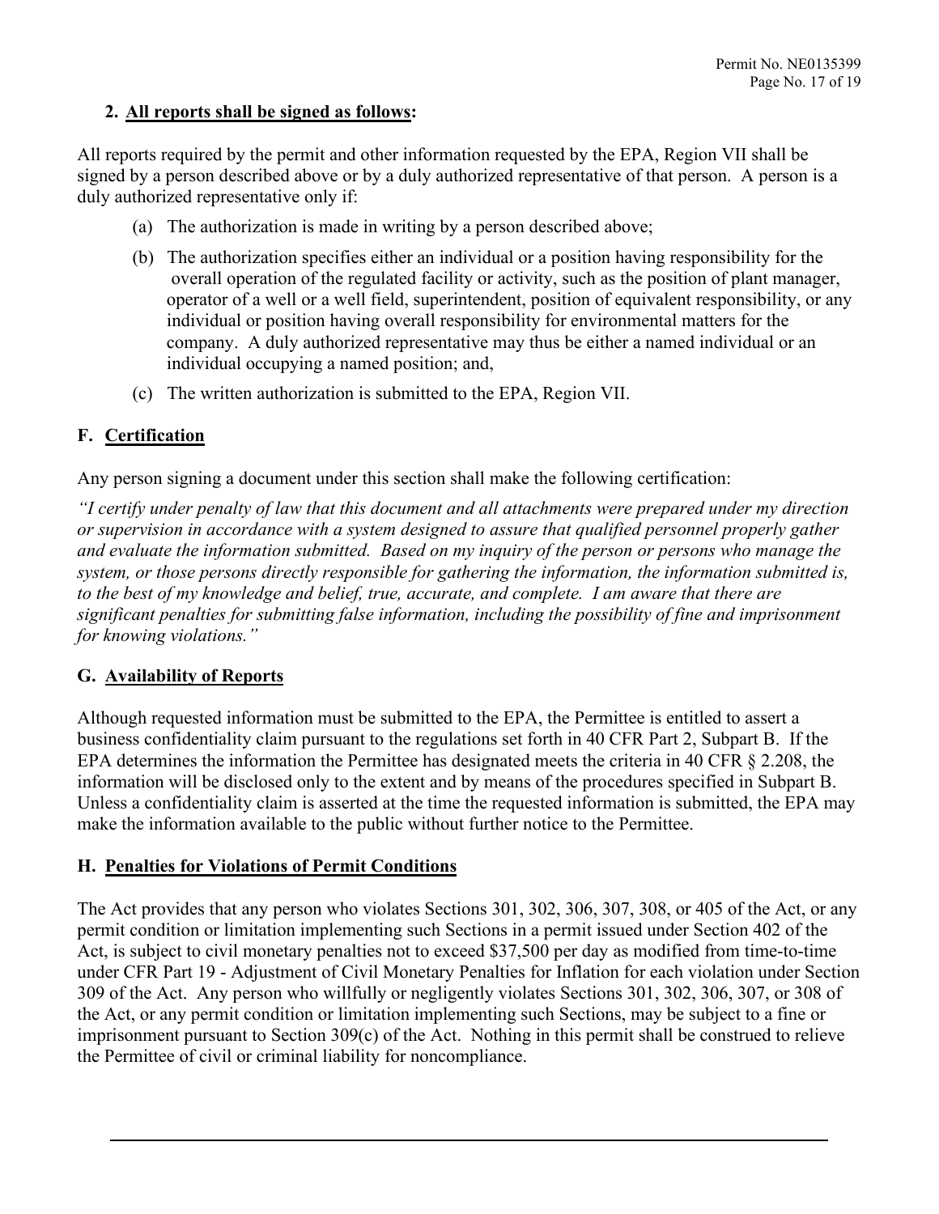**2. All reports shall be signed as follows:**

All reports required by the permit and other information requested by the EPA, Region VII shall be signed by a person described above or by a duly authorized representative of that person. A person is a duly authorized representative only if:

(a) The authorization is made in writing by a person described above;

(b) The authorization specifies either an individual or a position having responsibility for the overall operation of the regulated facility or activity, such as the position of plant manager, operator of a well or a well field, superintendent, position of equivalent responsibility, or any individual or position having overall responsibility for environmental matters for the company. A duly authorized representative may thus be either a named individual or an individual occupying a named position; and,

(c) The written authorization is submitted to the EPA, Region VII.

## F. Certification

Any person signing a document under this section shall make the following certification:

*"I certify under penalty of law that this document and all attachments were prepared under my direction or supervision in accordance with a system designed to assure that qualified personnel properly gather and evaluate the information submitted. Based on my inquiry of the person or persons who manage the system, or those persons directly responsible for gathering the information, the information submitted is, to the best of my knowledge and belief, true, accurate, and complete. I am aware that there are significant penalties for submitting false information, including the possibility of fine and imprisonment for knowing violations."*

## G. Availability of Reports

Although requested information must be submitted to the EPA, the Permittee is entitled to assert a business confidentiality claim pursuant to the regulations set forth in 40 CFR Part 2, Subpart B. If the EPA determines the information the Permittee has designated meets the criteria in 40 CFR § 2.208, the information will be disclosed only to the extent and by means of the procedures specified in Subpart B. Unless a confidentiality claim is asserted at the time the requested information is submitted, the EPA may make the information available to the public without further notice to the Permittee.

## H. Penalties for Violations of Permit Conditions

The Act provides that any person who violates Sections 301, 302, 306, 307, 308, or 405 of the Act, or any permit condition or limitation implementing such Sections in a permit issued under Section 402 of the Act, is subject to civil monetary penalties not to exceed $37,500 per day as modified from time-to-time under CFR Part 19 - Adjustment of Civil Monetary Penalties for Inflation for each violation under Section 309 of the Act. Any person who willfully or negligently violates Sections 301, 302, 306, 307, or 308 of the Act, or any permit condition or limitation implementing such Sections, may be subject to a fine or imprisonment pursuant to Section 309(c) of the Act. Nothing in this permit shall be construed to relieve the Permittee of civil or criminal liability for noncompliance.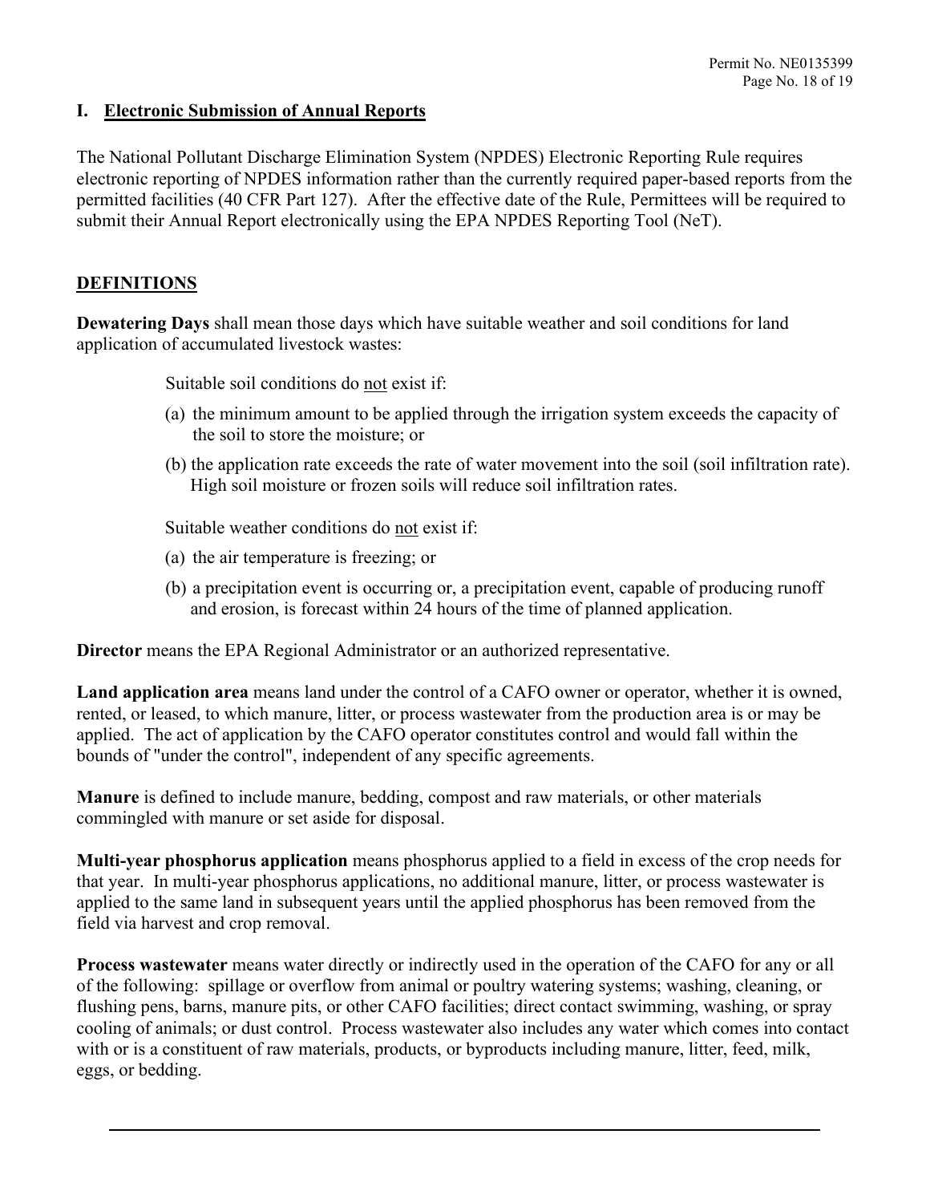## I. Electronic Submission of Annual Reports

The National Pollutant Discharge Elimination System (NPDES) Electronic Reporting Rule requires electronic reporting of NPDES information rather than the currently required paper-based reports from the permitted facilities (40 CFR Part 127). After the effective date of the Rule, Permittees will be required to submit their Annual Report electronically using the EPA NPDES Reporting Tool (NeT).

## DEFINITIONS

**Dewatering Days** shall mean those days which have suitable weather and soil conditions for land application of accumulated livestock wastes:

Suitable soil conditions do not exist if:

(a) the minimum amount to be applied through the irrigation system exceeds the capacity of the soil to store the moisture; or

(b) the application rate exceeds the rate of water movement into the soil (soil infiltration rate). High soil moisture or frozen soils will reduce soil infiltration rates.

Suitable weather conditions do not exist if:

(a) the air temperature is freezing; or

(b) a precipitation event is occurring or, a precipitation event, capable of producing runoff and erosion, is forecast within 24 hours of the time of planned application.

**Director** means the EPA Regional Administrator or an authorized representative.

**Land application area** means land under the control of a CAFO owner or operator, whether it is owned, rented, or leased, to which manure, litter, or process wastewater from the production area is or may be applied. The act of application by the CAFO operator constitutes control and would fall within the bounds of "under the control", independent of any specific agreements.

**Manure** is defined to include manure, bedding, compost and raw materials, or other materials commingled with manure or set aside for disposal.

**Multi-year phosphorus application** means phosphorus applied to a field in excess of the crop needs for that year. In multi-year phosphorus applications, no additional manure, litter, or process wastewater is applied to the same land in subsequent years until the applied phosphorus has been removed from the field via harvest and crop removal.

**Process wastewater** means water directly or indirectly used in the operation of the CAFO for any or all of the following: spillage or overflow from animal or poultry watering systems; washing, cleaning, or flushing pens, barns, manure pits, or other CAFO facilities; direct contact swimming, washing, or spray cooling of animals; or dust control. Process wastewater also includes any water which comes into contact with or is a constituent of raw materials, products, or byproducts including manure, litter, feed, milk, eggs, or bedding.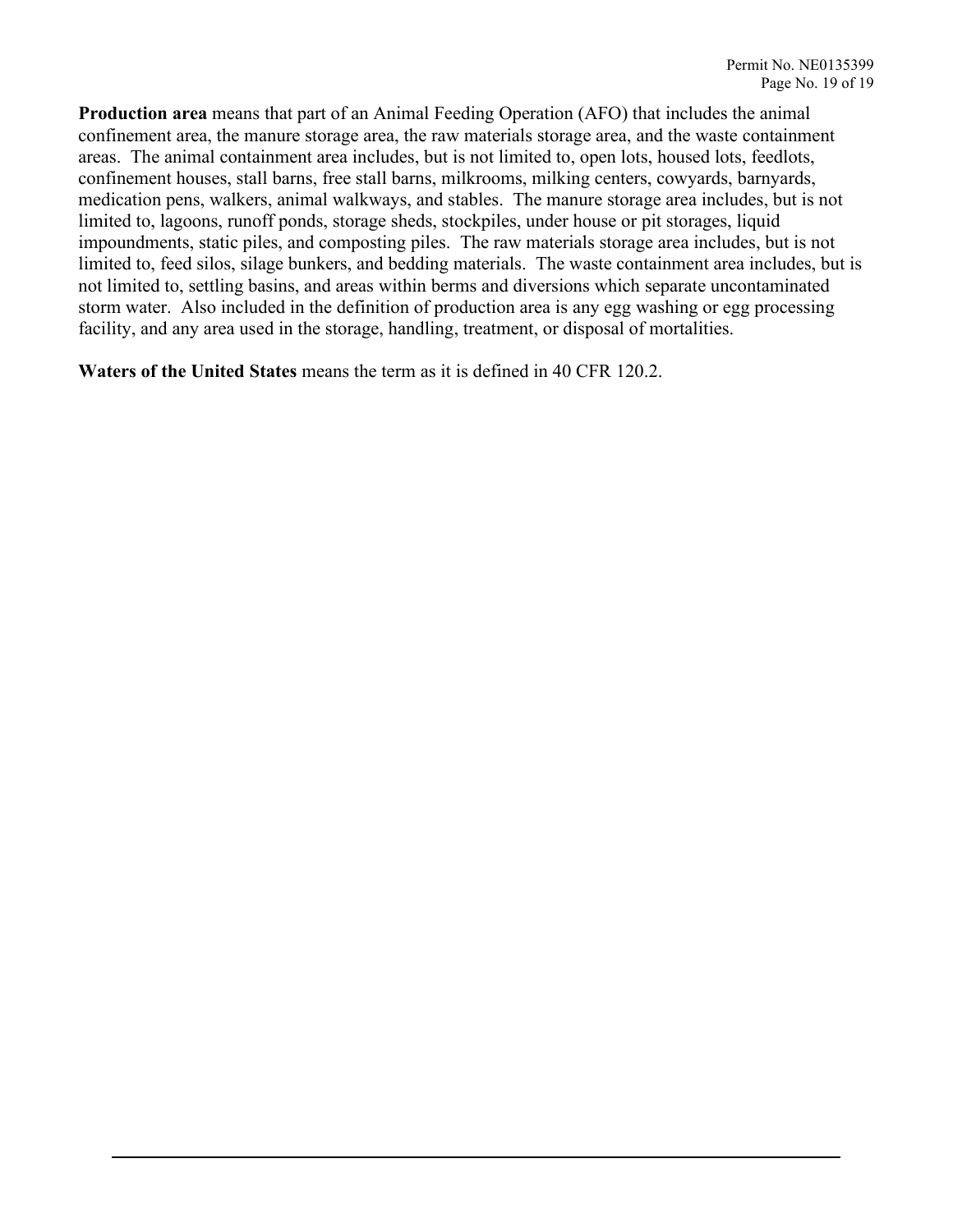**Production area** means that part of an Animal Feeding Operation (AFO) that includes the animal confinement area, the manure storage area, the raw materials storage area, and the waste containment areas. The animal containment area includes, but is not limited to, open lots, housed lots, feedlots, confinement houses, stall barns, free stall barns, milkrooms, milking centers, cowyards, barnyards, medication pens, walkers, animal walkways, and stables. The manure storage area includes, but is not limited to, lagoons, runoff ponds, storage sheds, stockpiles, under house or pit storages, liquid impoundments, static piles, and composting piles. The raw materials storage area includes, but is not limited to, feed silos, silage bunkers, and bedding materials. The waste containment area includes, but is not limited to, settling basins, and areas within berms and diversions which separate uncontaminated storm water. Also included in the definition of production area is any egg washing or egg processing facility, and any area used in the storage, handling, treatment, or disposal of mortalities.

**Waters of the United States** means the term as it is defined in 40 CFR 120.2.